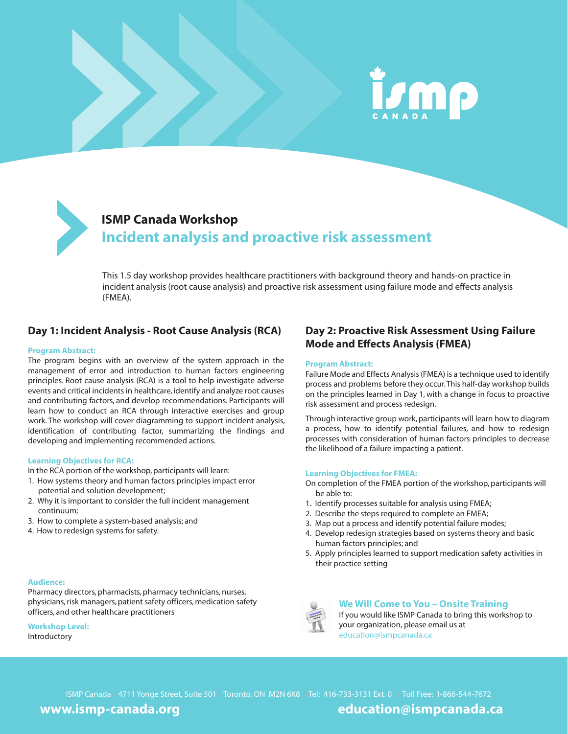# ISMP Canada Workshop

## Incident analysis and proactive risk assessment

This 1.5 day workshop provides healthcare practitioners with background theory and hands-on practice in incident analysis (root cause analysis) and proactive risk assessment using failure mode and effects analysis (FMEA).

### Day 1: Incident Analysis - Root Cause Analysis (RCA)

**Program Abstract:**

The program begins with an overview of the system approach in the management of error and introduction to human factors engineering principles. Root cause analysis (RCA) is a tool to help investigate adverse events and critical incidents in healthcare, identify and analyze root causes and contributing factors, and develop recommendations. Participants will learn how to conduct an RCA through interactive exercises and group work. The workshop will cover diagramming to support incident analysis, identification of contributing factor, summarizing the findings and developing and implementing recommended actions.

**Learning Objectives for RCA:**

In the RCA portion of the workshop, participants will learn:

1. How systems theory and human factors principles impact error potential and solution development;
2. Why it is important to consider the full incident management continuum;
3. How to complete a system-based analysis; and
4. How to redesign systems for safety.

### Day 2: Proactive Risk Assessment Using Failure Mode and Effects Analysis (FMEA)

**Program Abstract:**

Failure Mode and Effects Analysis (FMEA) is a technique used to identify process and problems before they occur. This half-day workshop builds on the principles learned in Day 1, with a change in focus to proactive risk assessment and process redesign.

Through interactive group work, participants will learn how to diagram a process, how to identify potential failures, and how to redesign processes with consideration of human factors principles to decrease the likelihood of a failure impacting a patient.

**Learning Objectives for FMEA:**

On completion of the FMEA portion of the workshop, participants will be able to:

1. Identify processes suitable for analysis using FMEA;
2. Describe the steps required to complete an FMEA;
3. Map out a process and identify potential failure modes;
4. Develop redesign strategies based on systems theory and basic human factors principles; and
5. Apply principles learned to support medication safety activities in their practice setting

**Audience:**

Pharmacy directors, pharmacists, pharmacy technicians, nurses, physicians, risk managers, patient safety officers, medication safety officers, and other healthcare practitioners

**Workshop Level:**

Introductory

**We Will Come to You – Onsite Training**

If you would like ISMP Canada to bring this workshop to your organization, please email us at education@ismpcanada.ca

ISMP Canada · 4711 Yonge Street, Suite 501 · Toronto, ON M2N 6K8 · Tel: 416-733-3131 Ext. 0 · Toll Free: 1-866-544-7672

**www.ismp-canada.org** **education@ismpcanada.ca**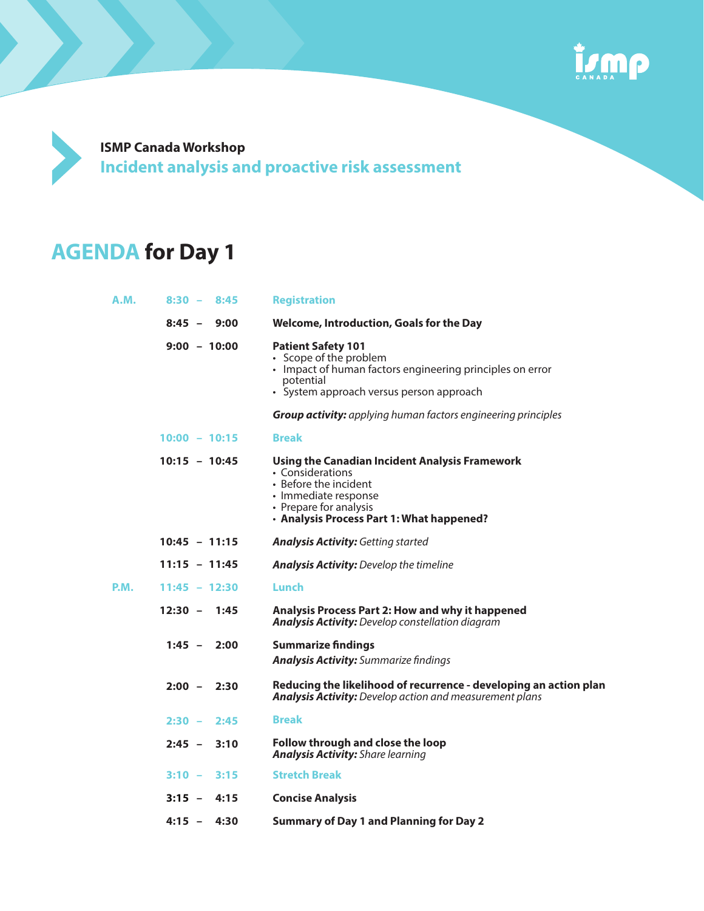**ISMP Canada Workshop**

## Incident analysis and proactive risk assessment

# AGENDA for Day 1

| | Time | Session |
|---|---|---|
| A.M. | 8:30 – 8:45 | **Registration** |
| | 8:45 – 9:00 | **Welcome, Introduction, Goals for the Day** |
| | 9:00 – 10:00 | **Patient Safety 101**<br>• Scope of the problem<br>• Impact of human factors engineering principles on error potential<br>• System approach versus person approach<br><br>***Group activity:*** *applying human factors engineering principles* |
| | 10:00 – 10:15 | **Break** |
| | 10:15 – 10:45 | **Using the Canadian Incident Analysis Framework**<br>• Considerations<br>• Before the incident<br>• Immediate response<br>• Prepare for analysis<br>• **Analysis Process Part 1: What happened?** |
| | 10:45 – 11:15 | ***Analysis Activity:*** *Getting started* |
| | 11:15 – 11:45 | ***Analysis Activity:*** *Develop the timeline* |
| P.M. | 11:45 – 12:30 | **Lunch** |
| | 12:30 – 1:45 | **Analysis Process Part 2: How and why it happened**<br>***Analysis Activity:*** *Develop constellation diagram* |
| | 1:45 – 2:00 | **Summarize findings**<br>***Analysis Activity:*** *Summarize findings* |
| | 2:00 – 2:30 | **Reducing the likelihood of recurrence - developing an action plan**<br>***Analysis Activity:*** *Develop action and measurement plans* |
| | 2:30 – 2:45 | **Break** |
| | 2:45 – 3:10 | **Follow through and close the loop**<br>***Analysis Activity:*** *Share learning* |
| | 3:10 – 3:15 | **Stretch Break** |
| | 3:15 – 4:15 | **Concise Analysis** |
| | 4:15 – 4:30 | **Summary of Day 1 and Planning for Day 2** |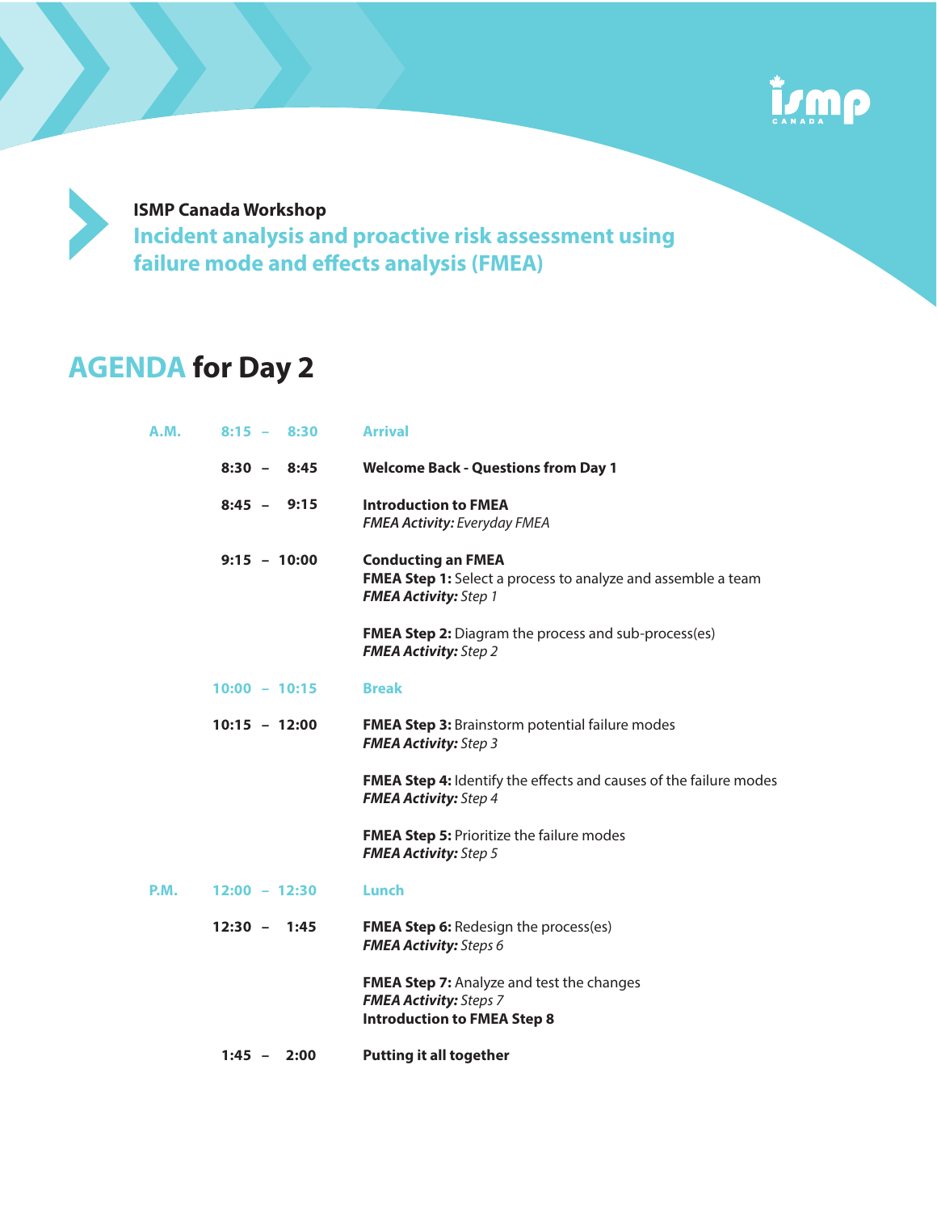**ISMP Canada Workshop**

## Incident analysis and proactive risk assessment using failure mode and effects analysis (FMEA)

# AGENDA for Day 2

| | | |
|---|---|---|
| A.M. | 8:15 – 8:30 | **Arrival** |
| | 8:30 – 8:45 | **Welcome Back - Questions from Day 1** |
| | 8:45 – 9:15 | **Introduction to FMEA**<br>***FMEA Activity:*** *Everyday FMEA* |
| | 9:15 – 10:00 | **Conducting an FMEA**<br>**FMEA Step 1:** Select a process to analyze and assemble a team<br>***FMEA Activity:*** *Step 1*<br><br>**FMEA Step 2:** Diagram the process and sub-process(es)<br>***FMEA Activity:*** *Step 2* |
| | 10:00 – 10:15 | **Break** |
| | 10:15 – 12:00 | **FMEA Step 3:** Brainstorm potential failure modes<br>***FMEA Activity:*** *Step 3*<br><br>**FMEA Step 4:** Identify the effects and causes of the failure modes<br>***FMEA Activity:*** *Step 4*<br><br>**FMEA Step 5:** Prioritize the failure modes<br>***FMEA Activity:*** *Step 5* |
| P.M. | 12:00 – 12:30 | **Lunch** |
| | 12:30 – 1:45 | **FMEA Step 6:** Redesign the process(es)<br>***FMEA Activity:*** *Steps 6*<br><br>**FMEA Step 7:** Analyze and test the changes<br>***FMEA Activity:*** *Steps 7*<br>**Introduction to FMEA Step 8** |
| | 1:45 – 2:00 | **Putting it all together** |